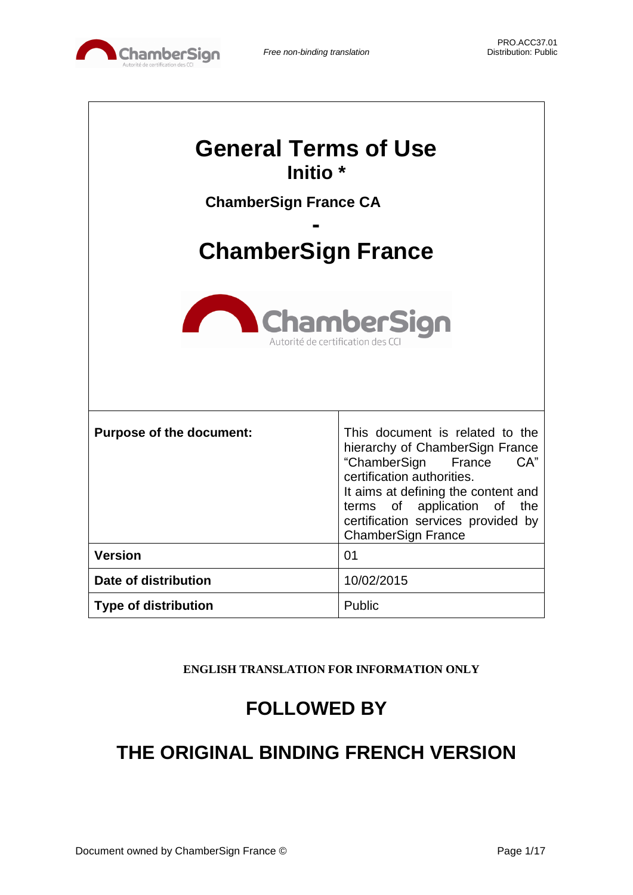# General Terms of Use

## Initio *

**ChamberSign France CA**

**-**

# ChamberSign France

| **Purpose of the document:** | This document is related to the hierarchy of ChamberSign France "ChamberSign France CA" certification authorities. It aims at defining the content and terms of application of the certification services provided by ChamberSign France |
|---|---|
| **Version** | 01 |
| **Date of distribution** | 10/02/2015 |
| **Type of distribution** | Public |

**ENGLISH TRANSLATION FOR INFORMATION ONLY**

## FOLLOWED BY

## THE ORIGINAL BINDING FRENCH VERSION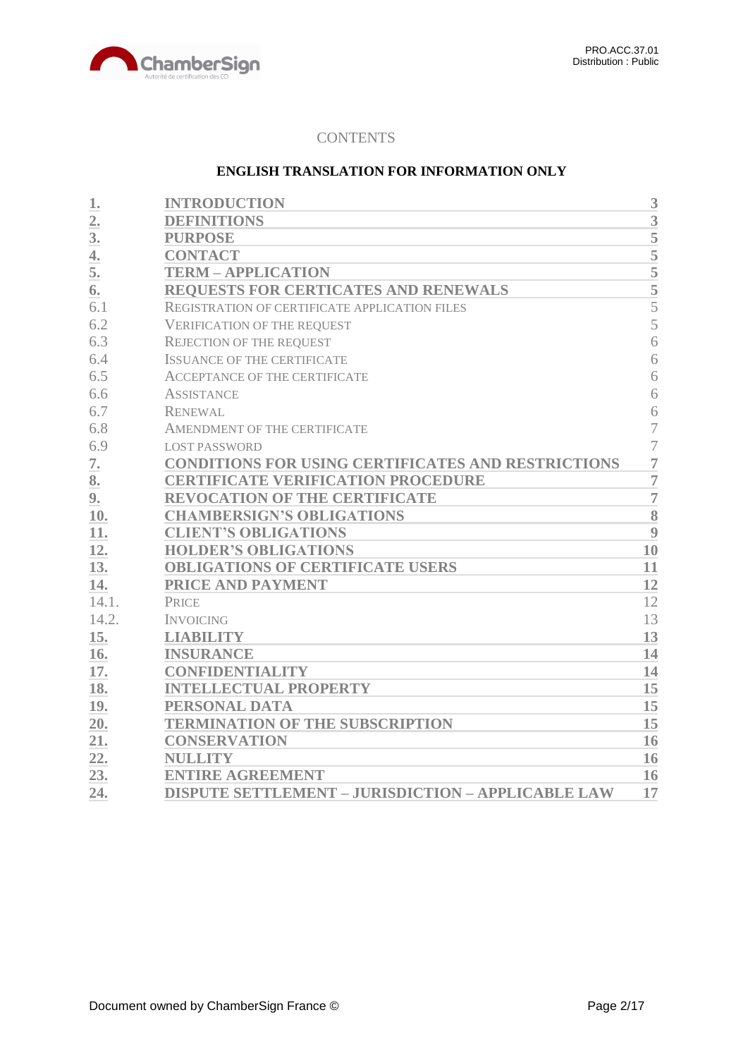CONTENTS

**ENGLISH TRANSLATION FOR INFORMATION ONLY**

| | | |
|---|---|---|
| **1.** | **INTRODUCTION** | **3** |
| **2.** | **DEFINITIONS** | **3** |
| **3.** | **PURPOSE** | **5** |
| **4.** | **CONTACT** | **5** |
| **5.** | **TERM – APPLICATION** | **5** |
| **6.** | **REQUESTS FOR CERTICATES AND RENEWALS** | **5** |
| 6.1 | REGISTRATION OF CERTIFICATE APPLICATION FILES | 5 |
| 6.2 | VERIFICATION OF THE REQUEST | 5 |
| 6.3 | REJECTION OF THE REQUEST | 6 |
| 6.4 | ISSUANCE OF THE CERTIFICATE | 6 |
| 6.5 | ACCEPTANCE OF THE CERTIFICATE | 6 |
| 6.6 | ASSISTANCE | 6 |
| 6.7 | RENEWAL | 6 |
| 6.8 | AMENDMENT OF THE CERTIFICATE | 7 |
| 6.9 | LOST PASSWORD | 7 |
| **7.** | **CONDITIONS FOR USING CERTIFICATES AND RESTRICTIONS** | **7** |
| **8.** | **CERTIFICATE VERIFICATION PROCEDURE** | **7** |
| **9.** | **REVOCATION OF THE CERTIFICATE** | **7** |
| **10.** | **CHAMBERSIGN'S OBLIGATIONS** | **8** |
| **11.** | **CLIENT'S OBLIGATIONS** | **9** |
| **12.** | **HOLDER'S OBLIGATIONS** | **10** |
| **13.** | **OBLIGATIONS OF CERTIFICATE USERS** | **11** |
| **14.** | **PRICE AND PAYMENT** | **12** |
| 14.1. | PRICE | 12 |
| 14.2. | INVOICING | 13 |
| **15.** | **LIABILITY** | **13** |
| **16.** | **INSURANCE** | **14** |
| **17.** | **CONFIDENTIALITY** | **14** |
| **18.** | **INTELLECTUAL PROPERTY** | **15** |
| **19.** | **PERSONAL DATA** | **15** |
| **20.** | **TERMINATION OF THE SUBSCRIPTION** | **15** |
| **21.** | **CONSERVATION** | **16** |
| **22.** | **NULLITY** | **16** |
| **23.** | **ENTIRE AGREEMENT** | **16** |
| **24.** | **DISPUTE SETTLEMENT – JURISDICTION – APPLICABLE LAW** | **17** |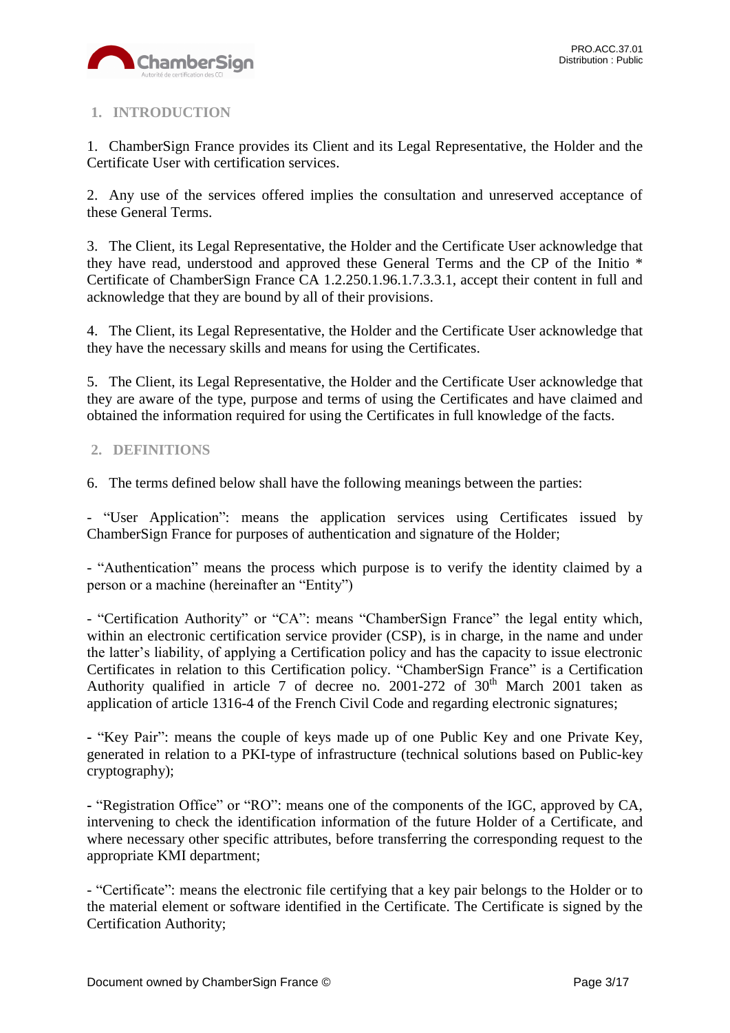## 1. INTRODUCTION

1. ChamberSign France provides its Client and its Legal Representative, the Holder and the Certificate User with certification services.

2. Any use of the services offered implies the consultation and unreserved acceptance of these General Terms.

3. The Client, its Legal Representative, the Holder and the Certificate User acknowledge that they have read, understood and approved these General Terms and the CP of the Initio * Certificate of ChamberSign France CA 1.2.250.1.96.1.7.3.3.1, accept their content in full and acknowledge that they are bound by all of their provisions.

4. The Client, its Legal Representative, the Holder and the Certificate User acknowledge that they have the necessary skills and means for using the Certificates.

5. The Client, its Legal Representative, the Holder and the Certificate User acknowledge that they are aware of the type, purpose and terms of using the Certificates and have claimed and obtained the information required for using the Certificates in full knowledge of the facts.

## 2. DEFINITIONS

6. The terms defined below shall have the following meanings between the parties:

- "User Application": means the application services using Certificates issued by ChamberSign France for purposes of authentication and signature of the Holder;

- "Authentication" means the process which purpose is to verify the identity claimed by a person or a machine (hereinafter an "Entity")

- "Certification Authority" or "CA": means "ChamberSign France" the legal entity which, within an electronic certification service provider (CSP), is in charge, in the name and under the latter's liability, of applying a Certification policy and has the capacity to issue electronic Certificates in relation to this Certification policy. "ChamberSign France" is a Certification Authority qualified in article 7 of decree no. 2001-272 of 30th March 2001 taken as application of article 1316-4 of the French Civil Code and regarding electronic signatures;

- "Key Pair": means the couple of keys made up of one Public Key and one Private Key, generated in relation to a PKI-type of infrastructure (technical solutions based on Public-key cryptography);

- "Registration Office" or "RO": means one of the components of the IGC, approved by CA, intervening to check the identification information of the future Holder of a Certificate, and where necessary other specific attributes, before transferring the corresponding request to the appropriate KMI department;

- "Certificate": means the electronic file certifying that a key pair belongs to the Holder or to the material element or software identified in the Certificate. The Certificate is signed by the Certification Authority;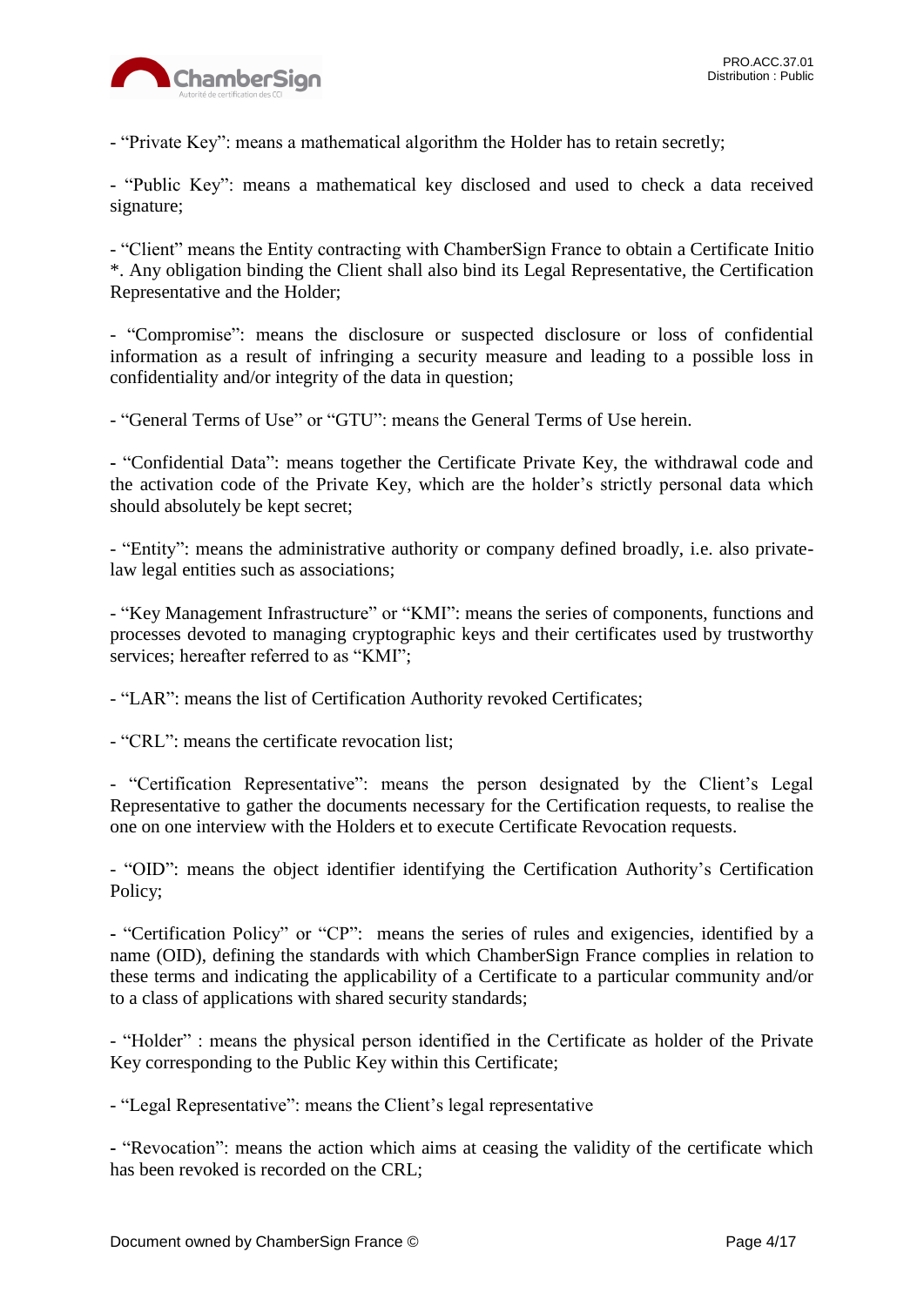- “Private Key”: means a mathematical algorithm the Holder has to retain secretly;

- “Public Key”: means a mathematical key disclosed and used to check a data received signature;

- “Client” means the Entity contracting with ChamberSign France to obtain a Certificate Initio *. Any obligation binding the Client shall also bind its Legal Representative, the Certification Representative and the Holder;

- “Compromise”: means the disclosure or suspected disclosure or loss of confidential information as a result of infringing a security measure and leading to a possible loss in confidentiality and/or integrity of the data in question;

- “General Terms of Use” or “GTU”: means the General Terms of Use herein.

- “Confidential Data”: means together the Certificate Private Key, the withdrawal code and the activation code of the Private Key, which are the holder’s strictly personal data which should absolutely be kept secret;

- “Entity”: means the administrative authority or company defined broadly, i.e. also private-law legal entities such as associations;

- “Key Management Infrastructure” or “KMI”: means the series of components, functions and processes devoted to managing cryptographic keys and their certificates used by trustworthy services; hereafter referred to as “KMI”;

- “LAR”: means the list of Certification Authority revoked Certificates;

- “CRL”: means the certificate revocation list;

- “Certification Representative”: means the person designated by the Client’s Legal Representative to gather the documents necessary for the Certification requests, to realise the one on one interview with the Holders et to execute Certificate Revocation requests.

- “OID”: means the object identifier identifying the Certification Authority’s Certification Policy;

- “Certification Policy” or “CP”: means the series of rules and exigencies, identified by a name (OID), defining the standards with which ChamberSign France complies in relation to these terms and indicating the applicability of a Certificate to a particular community and/or to a class of applications with shared security standards;

- “Holder” : means the physical person identified in the Certificate as holder of the Private Key corresponding to the Public Key within this Certificate;

- “Legal Representative”: means the Client’s legal representative

- “Revocation”: means the action which aims at ceasing the validity of the certificate which has been revoked is recorded on the CRL;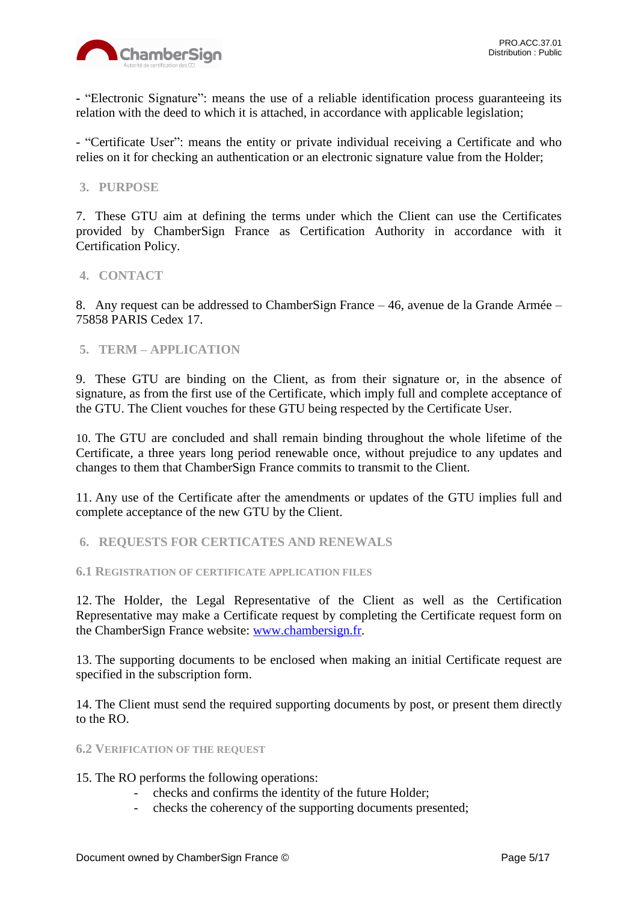- "Electronic Signature": means the use of a reliable identification process guaranteeing its relation with the deed to which it is attached, in accordance with applicable legislation;

- "Certificate User": means the entity or private individual receiving a Certificate and who relies on it for checking an authentication or an electronic signature value from the Holder;

## 3. PURPOSE

7. These GTU aim at defining the terms under which the Client can use the Certificates provided by ChamberSign France as Certification Authority in accordance with it Certification Policy.

## 4. CONTACT

8. Any request can be addressed to ChamberSign France – 46, avenue de la Grande Armée – 75858 PARIS Cedex 17.

## 5. TERM – APPLICATION

9. These GTU are binding on the Client, as from their signature or, in the absence of signature, as from the first use of the Certificate, which imply full and complete acceptance of the GTU. The Client vouches for these GTU being respected by the Certificate User.

10. The GTU are concluded and shall remain binding throughout the whole lifetime of the Certificate, a three years long period renewable once, without prejudice to any updates and changes to them that ChamberSign France commits to transmit to the Client.

11. Any use of the Certificate after the amendments or updates of the GTU implies full and complete acceptance of the new GTU by the Client.

## 6. REQUESTS FOR CERTICATES AND RENEWALS

### 6.1 Registration of certificate application files

12. The Holder, the Legal Representative of the Client as well as the Certification Representative may make a Certificate request by completing the Certificate request form on the ChamberSign France website: [www.chambersign.fr](http://www.chambersign.fr).

13. The supporting documents to be enclosed when making an initial Certificate request are specified in the subscription form.

14. The Client must send the required supporting documents by post, or present them directly to the RO.

### 6.2 Verification of the request

15. The RO performs the following operations:

- checks and confirms the identity of the future Holder;
- checks the coherency of the supporting documents presented;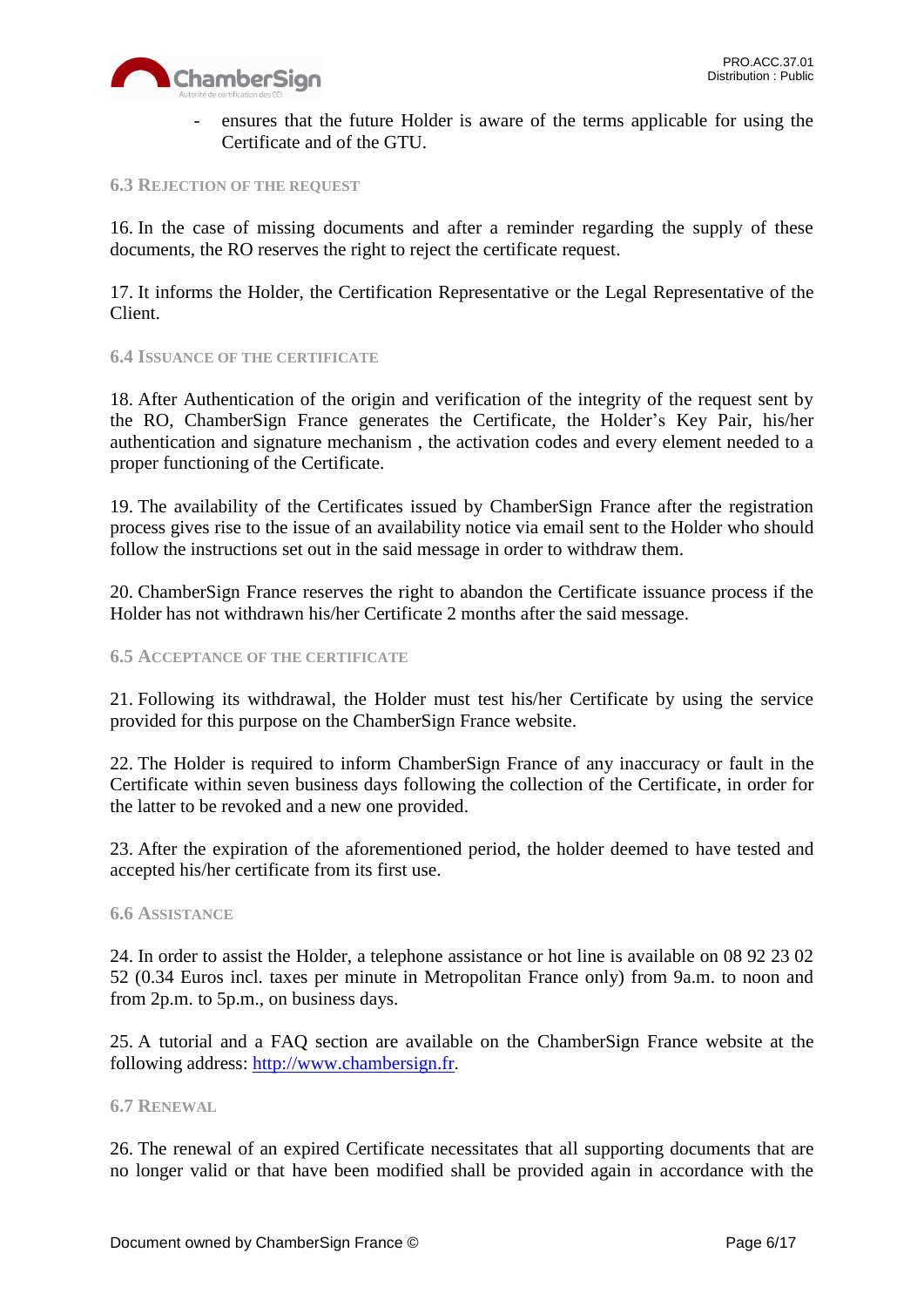- ensures that the future Holder is aware of the terms applicable for using the Certificate and of the GTU.

### 6.3 Rejection of the request

16. In the case of missing documents and after a reminder regarding the supply of these documents, the RO reserves the right to reject the certificate request.

17. It informs the Holder, the Certification Representative or the Legal Representative of the Client.

### 6.4 Issuance of the certificate

18. After Authentication of the origin and verification of the integrity of the request sent by the RO, ChamberSign France generates the Certificate, the Holder's Key Pair, his/her authentication and signature mechanism , the activation codes and every element needed to a proper functioning of the Certificate.

19. The availability of the Certificates issued by ChamberSign France after the registration process gives rise to the issue of an availability notice via email sent to the Holder who should follow the instructions set out in the said message in order to withdraw them.

20. ChamberSign France reserves the right to abandon the Certificate issuance process if the Holder has not withdrawn his/her Certificate 2 months after the said message.

### 6.5 Acceptance of the certificate

21. Following its withdrawal, the Holder must test his/her Certificate by using the service provided for this purpose on the ChamberSign France website.

22. The Holder is required to inform ChamberSign France of any inaccuracy or fault in the Certificate within seven business days following the collection of the Certificate, in order for the latter to be revoked and a new one provided.

23. After the expiration of the aforementioned period, the holder deemed to have tested and accepted his/her certificate from its first use.

### 6.6 Assistance

24. In order to assist the Holder, a telephone assistance or hot line is available on 08 92 23 02 52 (0.34 Euros incl. taxes per minute in Metropolitan France only) from 9a.m. to noon and from 2p.m. to 5p.m., on business days.

25. A tutorial and a FAQ section are available on the ChamberSign France website at the following address: [http://www.chambersign.fr](http://www.chambersign.fr).

### 6.7 Renewal

26. The renewal of an expired Certificate necessitates that all supporting documents that are no longer valid or that have been modified shall be provided again in accordance with the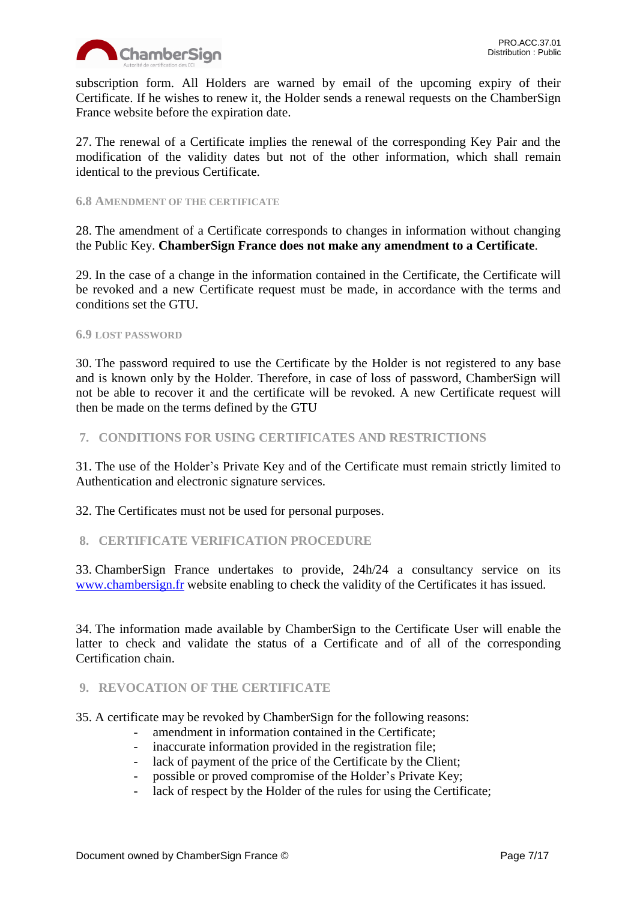subscription form. All Holders are warned by email of the upcoming expiry of their Certificate. If he wishes to renew it, the Holder sends a renewal requests on the ChamberSign France website before the expiration date.

27. The renewal of a Certificate implies the renewal of the corresponding Key Pair and the modification of the validity dates but not of the other information, which shall remain identical to the previous Certificate.

### 6.8 Amendment of the certificate

28. The amendment of a Certificate corresponds to changes in information without changing the Public Key. **ChamberSign France does not make any amendment to a Certificate**.

29. In the case of a change in the information contained in the Certificate, the Certificate will be revoked and a new Certificate request must be made, in accordance with the terms and conditions set the GTU.

### 6.9 Lost password

30. The password required to use the Certificate by the Holder is not registered to any base and is known only by the Holder. Therefore, in case of loss of password, ChamberSign will not be able to recover it and the certificate will be revoked. A new Certificate request will then be made on the terms defined by the GTU

## 7. CONDITIONS FOR USING CERTIFICATES AND RESTRICTIONS

31. The use of the Holder's Private Key and of the Certificate must remain strictly limited to Authentication and electronic signature services.

32. The Certificates must not be used for personal purposes.

## 8. CERTIFICATE VERIFICATION PROCEDURE

33. ChamberSign France undertakes to provide, 24h/24 a consultancy service on its [www.chambersign.fr](http://www.chambersign.fr) website enabling to check the validity of the Certificates it has issued.

34. The information made available by ChamberSign to the Certificate User will enable the latter to check and validate the status of a Certificate and of all of the corresponding Certification chain.

## 9. REVOCATION OF THE CERTIFICATE

35. A certificate may be revoked by ChamberSign for the following reasons:

- amendment in information contained in the Certificate;
- inaccurate information provided in the registration file;
- lack of payment of the price of the Certificate by the Client;
- possible or proved compromise of the Holder's Private Key;
- lack of respect by the Holder of the rules for using the Certificate;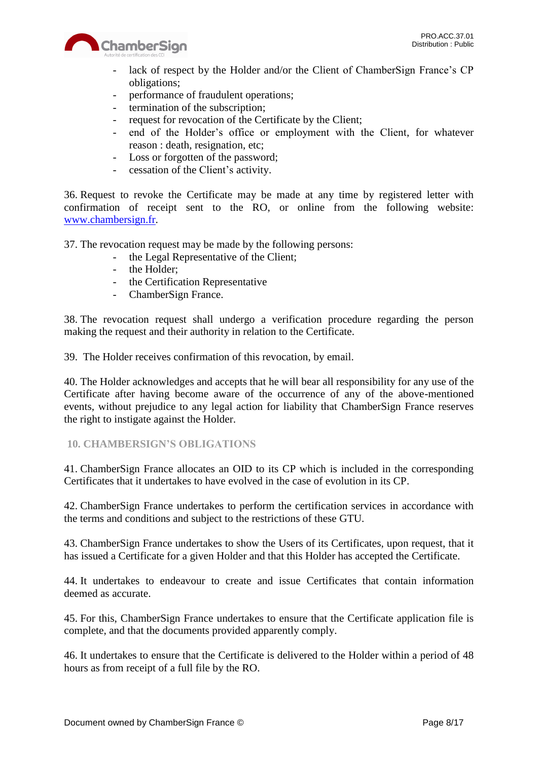- lack of respect by the Holder and/or the Client of ChamberSign France's CP obligations;
- performance of fraudulent operations;
- termination of the subscription;
- request for revocation of the Certificate by the Client;
- end of the Holder's office or employment with the Client, for whatever reason : death, resignation, etc;
- Loss or forgotten of the password;
- cessation of the Client's activity.

36. Request to revoke the Certificate may be made at any time by registered letter with confirmation of receipt sent to the RO, or online from the following website: [www.chambersign.fr](http://www.chambersign.fr).

37. The revocation request may be made by the following persons:

- the Legal Representative of the Client;
- the Holder;
- the Certification Representative
- ChamberSign France.

38. The revocation request shall undergo a verification procedure regarding the person making the request and their authority in relation to the Certificate.

39. The Holder receives confirmation of this revocation, by email.

40. The Holder acknowledges and accepts that he will bear all responsibility for any use of the Certificate after having become aware of the occurrence of any of the above-mentioned events, without prejudice to any legal action for liability that ChamberSign France reserves the right to instigate against the Holder.

## 10. CHAMBERSIGN'S OBLIGATIONS

41. ChamberSign France allocates an OID to its CP which is included in the corresponding Certificates that it undertakes to have evolved in the case of evolution in its CP.

42. ChamberSign France undertakes to perform the certification services in accordance with the terms and conditions and subject to the restrictions of these GTU.

43. ChamberSign France undertakes to show the Users of its Certificates, upon request, that it has issued a Certificate for a given Holder and that this Holder has accepted the Certificate.

44. It undertakes to endeavour to create and issue Certificates that contain information deemed as accurate.

45. For this, ChamberSign France undertakes to ensure that the Certificate application file is complete, and that the documents provided apparently comply.

46. It undertakes to ensure that the Certificate is delivered to the Holder within a period of 48 hours as from receipt of a full file by the RO.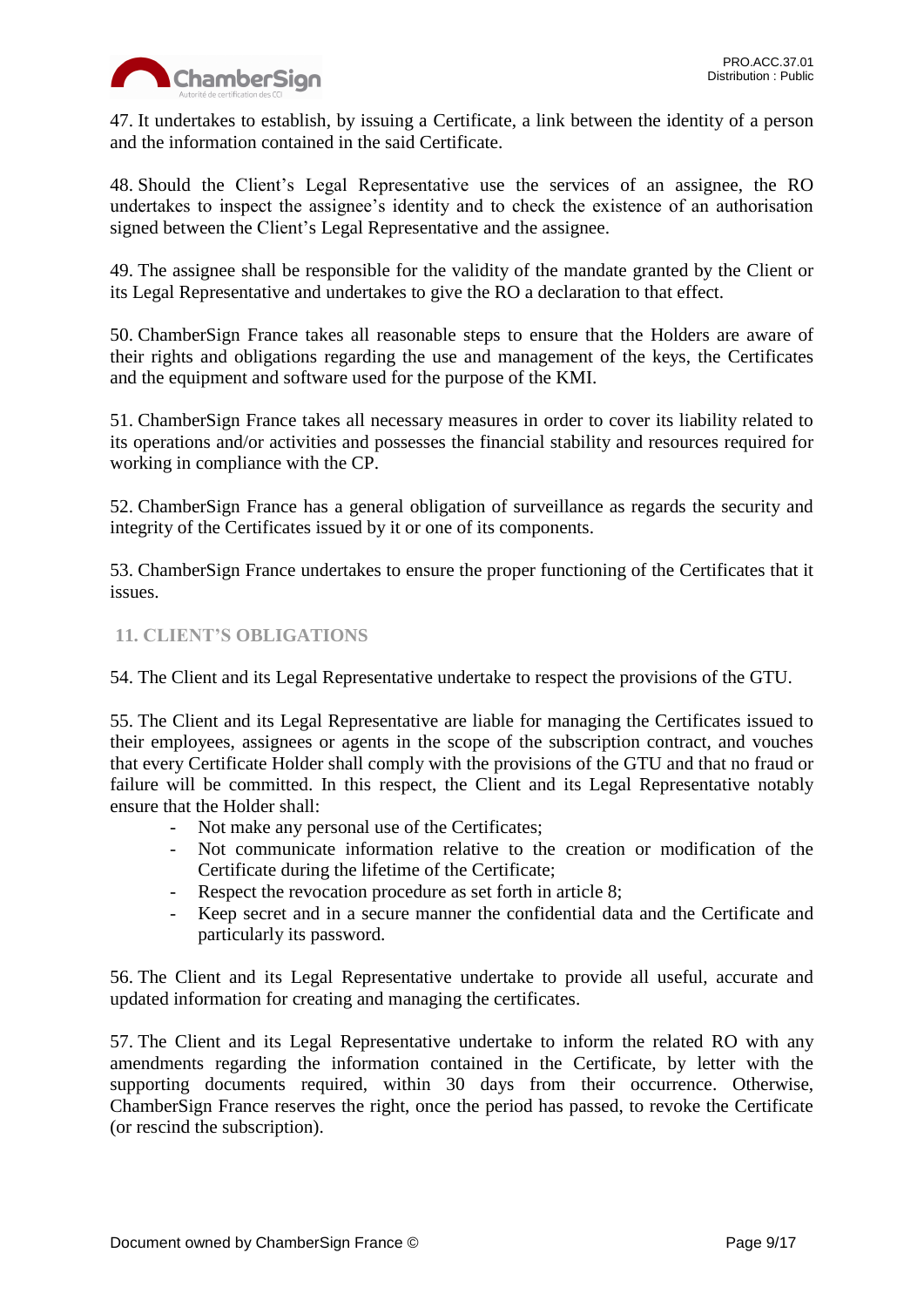47. It undertakes to establish, by issuing a Certificate, a link between the identity of a person and the information contained in the said Certificate.

48. Should the Client's Legal Representative use the services of an assignee, the RO undertakes to inspect the assignee's identity and to check the existence of an authorisation signed between the Client's Legal Representative and the assignee.

49. The assignee shall be responsible for the validity of the mandate granted by the Client or its Legal Representative and undertakes to give the RO a declaration to that effect.

50. ChamberSign France takes all reasonable steps to ensure that the Holders are aware of their rights and obligations regarding the use and management of the keys, the Certificates and the equipment and software used for the purpose of the KMI.

51. ChamberSign France takes all necessary measures in order to cover its liability related to its operations and/or activities and possesses the financial stability and resources required for working in compliance with the CP.

52. ChamberSign France has a general obligation of surveillance as regards the security and integrity of the Certificates issued by it or one of its components.

53. ChamberSign France undertakes to ensure the proper functioning of the Certificates that it issues.

## 11. CLIENT'S OBLIGATIONS

54. The Client and its Legal Representative undertake to respect the provisions of the GTU.

55. The Client and its Legal Representative are liable for managing the Certificates issued to their employees, assignees or agents in the scope of the subscription contract, and vouches that every Certificate Holder shall comply with the provisions of the GTU and that no fraud or failure will be committed. In this respect, the Client and its Legal Representative notably ensure that the Holder shall:

- Not make any personal use of the Certificates;
- Not communicate information relative to the creation or modification of the Certificate during the lifetime of the Certificate;
- Respect the revocation procedure as set forth in article 8;
- Keep secret and in a secure manner the confidential data and the Certificate and particularly its password.

56. The Client and its Legal Representative undertake to provide all useful, accurate and updated information for creating and managing the certificates.

57. The Client and its Legal Representative undertake to inform the related RO with any amendments regarding the information contained in the Certificate, by letter with the supporting documents required, within 30 days from their occurrence. Otherwise, ChamberSign France reserves the right, once the period has passed, to revoke the Certificate (or rescind the subscription).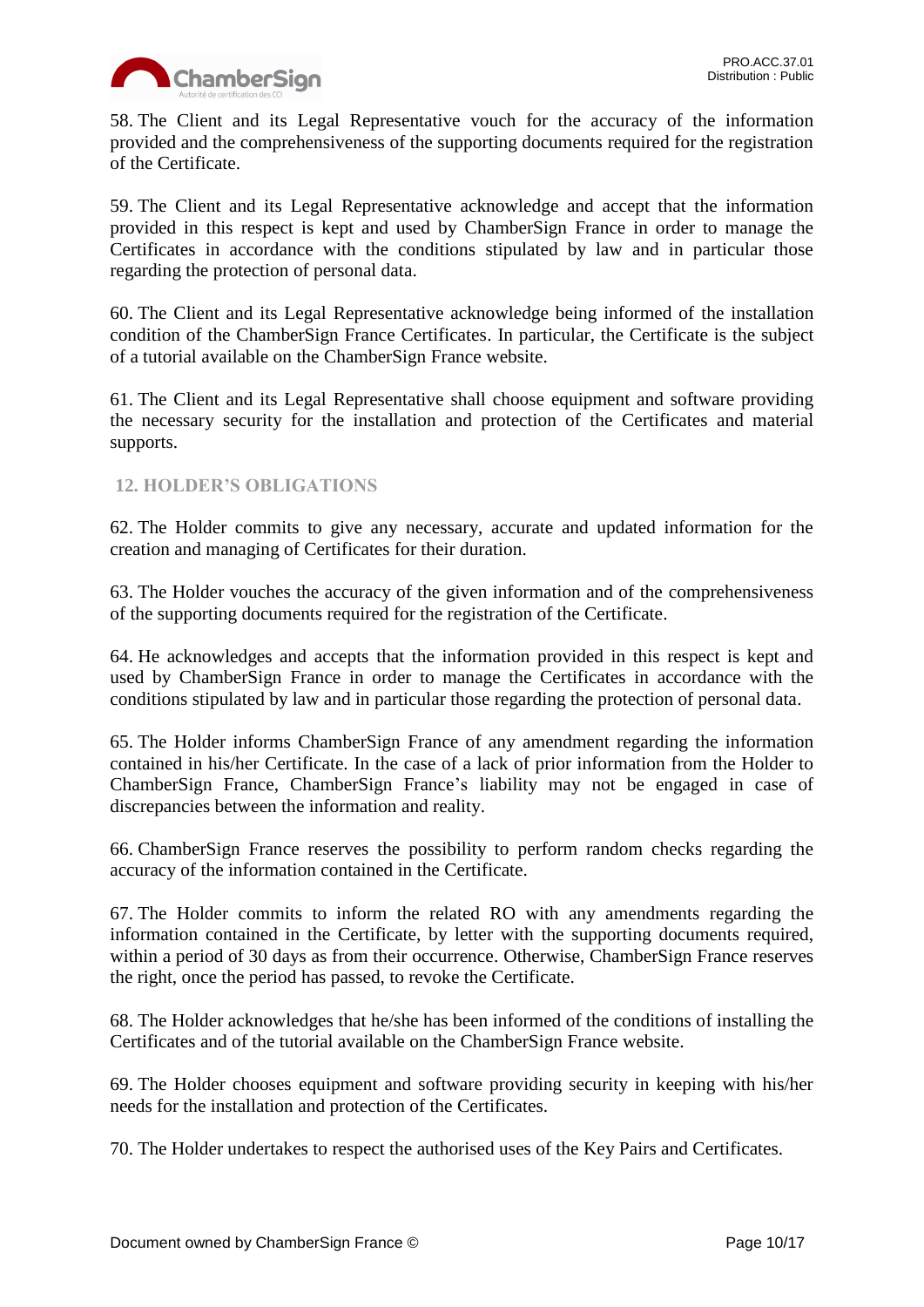58. The Client and its Legal Representative vouch for the accuracy of the information provided and the comprehensiveness of the supporting documents required for the registration of the Certificate.

59. The Client and its Legal Representative acknowledge and accept that the information provided in this respect is kept and used by ChamberSign France in order to manage the Certificates in accordance with the conditions stipulated by law and in particular those regarding the protection of personal data.

60. The Client and its Legal Representative acknowledge being informed of the installation condition of the ChamberSign France Certificates. In particular, the Certificate is the subject of a tutorial available on the ChamberSign France website.

61. The Client and its Legal Representative shall choose equipment and software providing the necessary security for the installation and protection of the Certificates and material supports.

## 12. HOLDER'S OBLIGATIONS

62. The Holder commits to give any necessary, accurate and updated information for the creation and managing of Certificates for their duration.

63. The Holder vouches the accuracy of the given information and of the comprehensiveness of the supporting documents required for the registration of the Certificate.

64. He acknowledges and accepts that the information provided in this respect is kept and used by ChamberSign France in order to manage the Certificates in accordance with the conditions stipulated by law and in particular those regarding the protection of personal data.

65. The Holder informs ChamberSign France of any amendment regarding the information contained in his/her Certificate. In the case of a lack of prior information from the Holder to ChamberSign France, ChamberSign France's liability may not be engaged in case of discrepancies between the information and reality.

66. ChamberSign France reserves the possibility to perform random checks regarding the accuracy of the information contained in the Certificate.

67. The Holder commits to inform the related RO with any amendments regarding the information contained in the Certificate, by letter with the supporting documents required, within a period of 30 days as from their occurrence. Otherwise, ChamberSign France reserves the right, once the period has passed, to revoke the Certificate.

68. The Holder acknowledges that he/she has been informed of the conditions of installing the Certificates and of the tutorial available on the ChamberSign France website.

69. The Holder chooses equipment and software providing security in keeping with his/her needs for the installation and protection of the Certificates.

70. The Holder undertakes to respect the authorised uses of the Key Pairs and Certificates.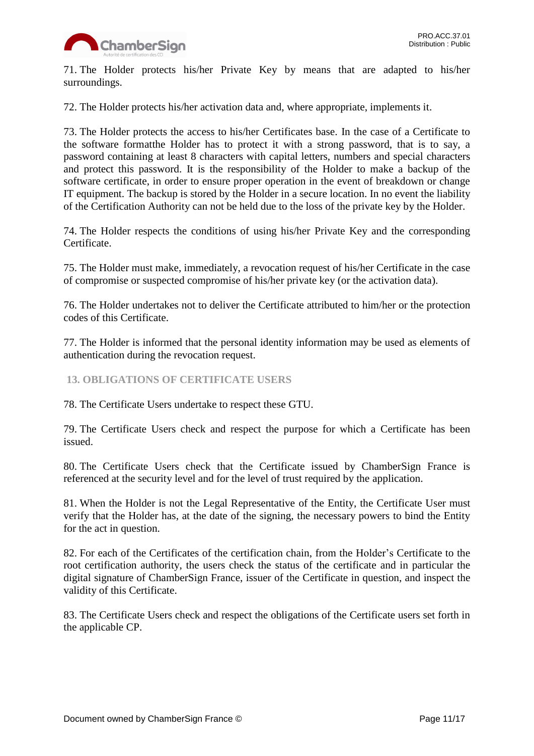71. The Holder protects his/her Private Key by means that are adapted to his/her surroundings.

72. The Holder protects his/her activation data and, where appropriate, implements it.

73. The Holder protects the access to his/her Certificates base. In the case of a Certificate to the software formatthe Holder has to protect it with a strong password, that is to say, a password containing at least 8 characters with capital letters, numbers and special characters and protect this password. It is the responsibility of the Holder to make a backup of the software certificate, in order to ensure proper operation in the event of breakdown or change IT equipment. The backup is stored by the Holder in a secure location. In no event the liability of the Certification Authority can not be held due to the loss of the private key by the Holder.

74. The Holder respects the conditions of using his/her Private Key and the corresponding Certificate.

75. The Holder must make, immediately, a revocation request of his/her Certificate in the case of compromise or suspected compromise of his/her private key (or the activation data).

76. The Holder undertakes not to deliver the Certificate attributed to him/her or the protection codes of this Certificate.

77. The Holder is informed that the personal identity information may be used as elements of authentication during the revocation request.

## 13. OBLIGATIONS OF CERTIFICATE USERS

78. The Certificate Users undertake to respect these GTU.

79. The Certificate Users check and respect the purpose for which a Certificate has been issued.

80. The Certificate Users check that the Certificate issued by ChamberSign France is referenced at the security level and for the level of trust required by the application.

81. When the Holder is not the Legal Representative of the Entity, the Certificate User must verify that the Holder has, at the date of the signing, the necessary powers to bind the Entity for the act in question.

82. For each of the Certificates of the certification chain, from the Holder's Certificate to the root certification authority, the users check the status of the certificate and in particular the digital signature of ChamberSign France, issuer of the Certificate in question, and inspect the validity of this Certificate.

83. The Certificate Users check and respect the obligations of the Certificate users set forth in the applicable CP.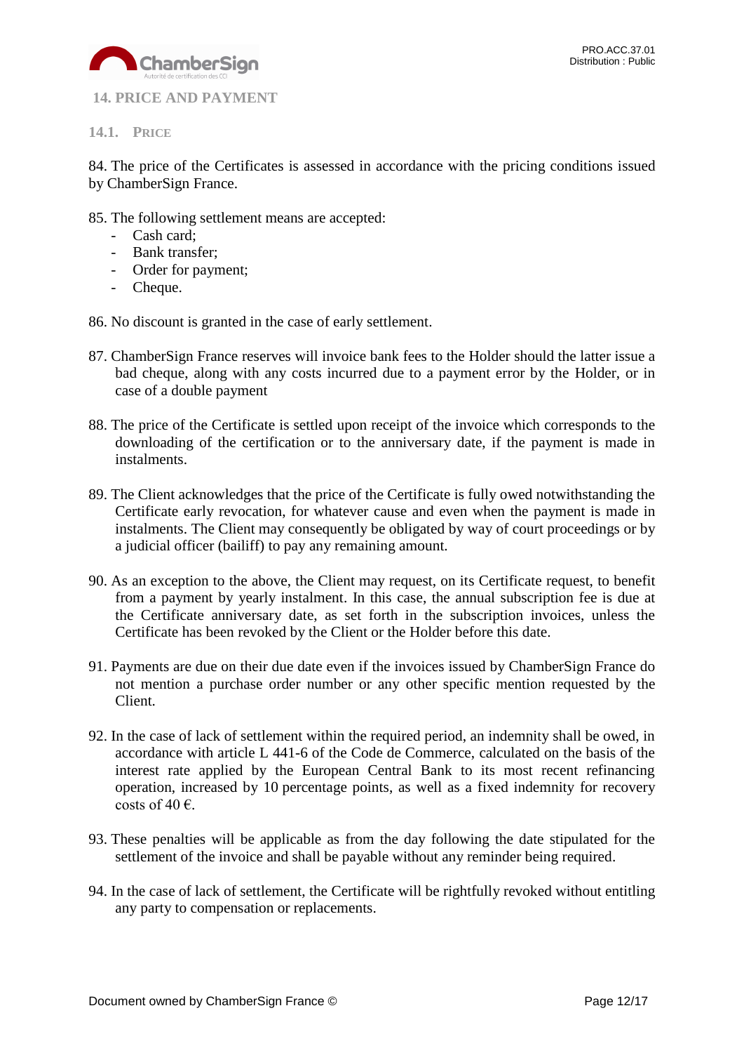## 14. PRICE AND PAYMENT

### 14.1. PRICE

84. The price of the Certificates is assessed in accordance with the pricing conditions issued by ChamberSign France.

85. The following settlement means are accepted:
    - Cash card;
    - Bank transfer;
    - Order for payment;
    - Cheque.

86. No discount is granted in the case of early settlement.

87. ChamberSign France reserves will invoice bank fees to the Holder should the latter issue a bad cheque, along with any costs incurred due to a payment error by the Holder, or in case of a double payment

88. The price of the Certificate is settled upon receipt of the invoice which corresponds to the downloading of the certification or to the anniversary date, if the payment is made in instalments.

89. The Client acknowledges that the price of the Certificate is fully owed notwithstanding the Certificate early revocation, for whatever cause and even when the payment is made in instalments. The Client may consequently be obligated by way of court proceedings or by a judicial officer (bailiff) to pay any remaining amount.

90. As an exception to the above, the Client may request, on its Certificate request, to benefit from a payment by yearly instalment. In this case, the annual subscription fee is due at the Certificate anniversary date, as set forth in the subscription invoices, unless the Certificate has been revoked by the Client or the Holder before this date.

91. Payments are due on their due date even if the invoices issued by ChamberSign France do not mention a purchase order number or any other specific mention requested by the Client.

92. In the case of lack of settlement within the required period, an indemnity shall be owed, in accordance with article L 441-6 of the Code de Commerce, calculated on the basis of the interest rate applied by the European Central Bank to its most recent refinancing operation, increased by 10 percentage points, as well as a fixed indemnity for recovery costs of 40 €.

93. These penalties will be applicable as from the day following the date stipulated for the settlement of the invoice and shall be payable without any reminder being required.

94. In the case of lack of settlement, the Certificate will be rightfully revoked without entitling any party to compensation or replacements.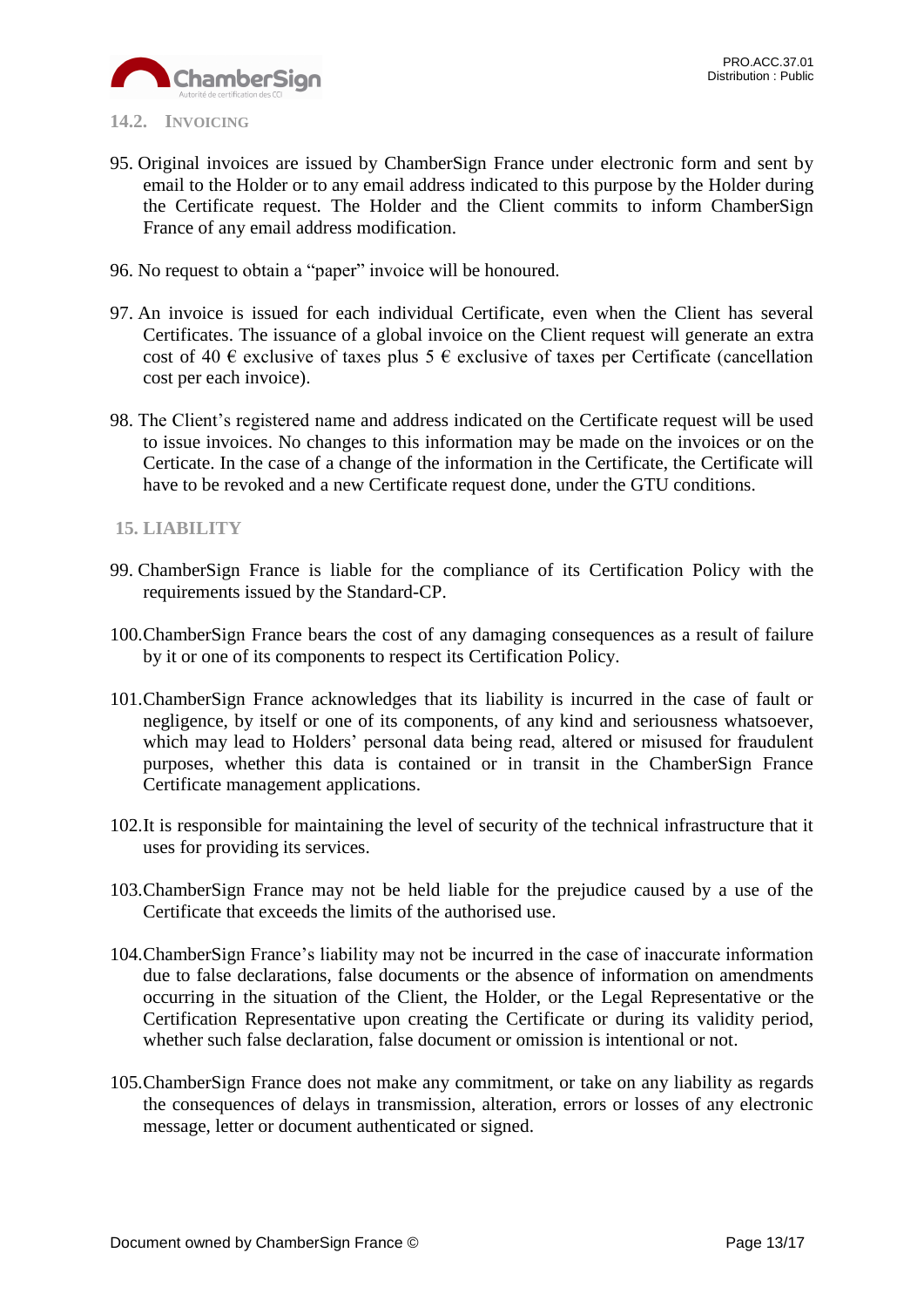### 14.2. Invoicing

95. Original invoices are issued by ChamberSign France under electronic form and sent by email to the Holder or to any email address indicated to this purpose by the Holder during the Certificate request. The Holder and the Client commits to inform ChamberSign France of any email address modification.

96. No request to obtain a "paper" invoice will be honoured.

97. An invoice is issued for each individual Certificate, even when the Client has several Certificates. The issuance of a global invoice on the Client request will generate an extra cost of 40 € exclusive of taxes plus 5 € exclusive of taxes per Certificate (cancellation cost per each invoice).

98. The Client's registered name and address indicated on the Certificate request will be used to issue invoices. No changes to this information may be made on the invoices or on the Certicate. In the case of a change of the information in the Certificate, the Certificate will have to be revoked and a new Certificate request done, under the GTU conditions.

## 15. LIABILITY

99. ChamberSign France is liable for the compliance of its Certification Policy with the requirements issued by the Standard-CP.

100. ChamberSign France bears the cost of any damaging consequences as a result of failure by it or one of its components to respect its Certification Policy.

101. ChamberSign France acknowledges that its liability is incurred in the case of fault or negligence, by itself or one of its components, of any kind and seriousness whatsoever, which may lead to Holders' personal data being read, altered or misused for fraudulent purposes, whether this data is contained or in transit in the ChamberSign France Certificate management applications.

102. It is responsible for maintaining the level of security of the technical infrastructure that it uses for providing its services.

103. ChamberSign France may not be held liable for the prejudice caused by a use of the Certificate that exceeds the limits of the authorised use.

104. ChamberSign France's liability may not be incurred in the case of inaccurate information due to false declarations, false documents or the absence of information on amendments occurring in the situation of the Client, the Holder, or the Legal Representative or the Certification Representative upon creating the Certificate or during its validity period, whether such false declaration, false document or omission is intentional or not.

105. ChamberSign France does not make any commitment, or take on any liability as regards the consequences of delays in transmission, alteration, errors or losses of any electronic message, letter or document authenticated or signed.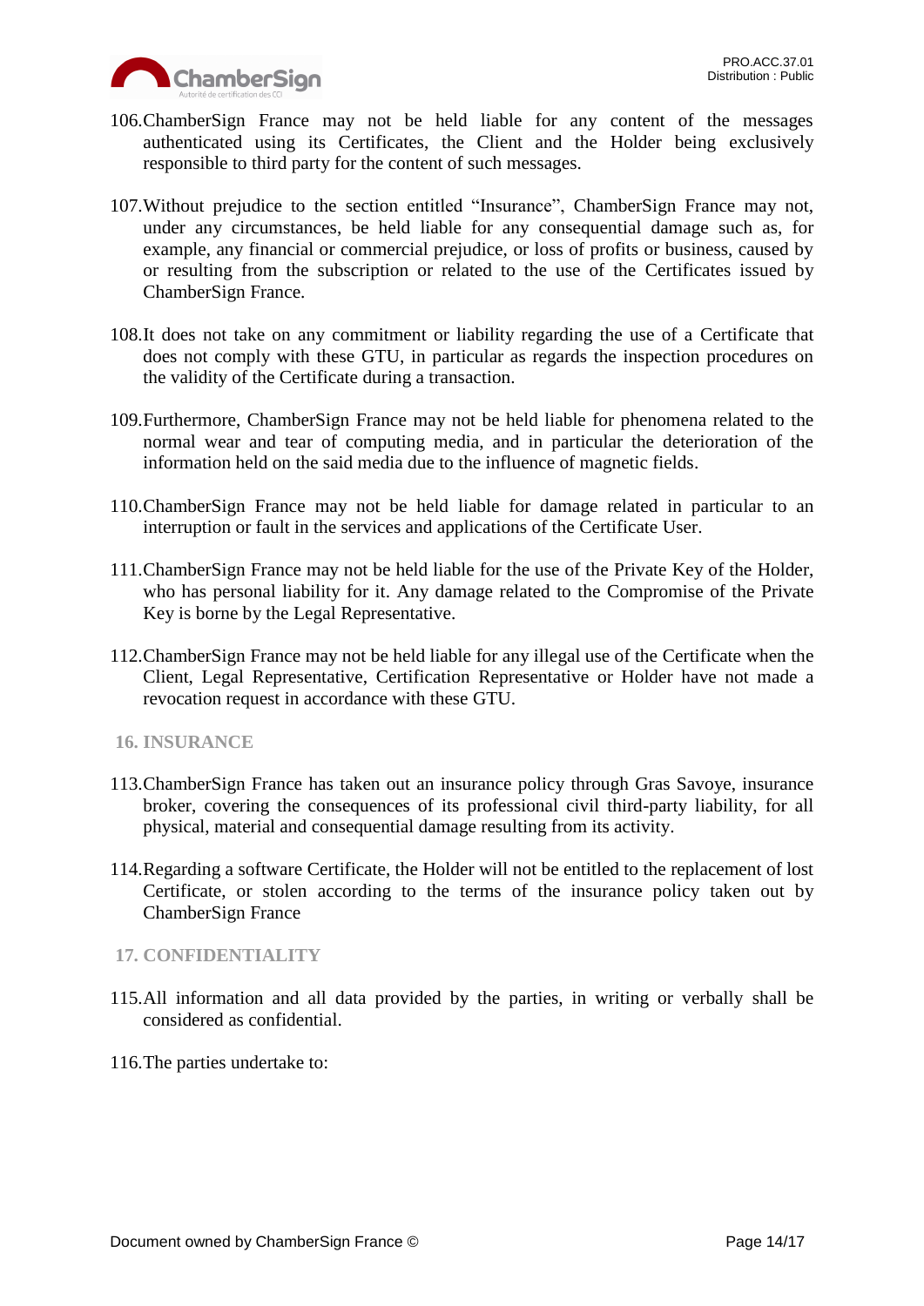106.ChamberSign France may not be held liable for any content of the messages authenticated using its Certificates, the Client and the Holder being exclusively responsible to third party for the content of such messages.

107.Without prejudice to the section entitled "Insurance", ChamberSign France may not, under any circumstances, be held liable for any consequential damage such as, for example, any financial or commercial prejudice, or loss of profits or business, caused by or resulting from the subscription or related to the use of the Certificates issued by ChamberSign France.

108.It does not take on any commitment or liability regarding the use of a Certificate that does not comply with these GTU, in particular as regards the inspection procedures on the validity of the Certificate during a transaction.

109.Furthermore, ChamberSign France may not be held liable for phenomena related to the normal wear and tear of computing media, and in particular the deterioration of the information held on the said media due to the influence of magnetic fields.

110.ChamberSign France may not be held liable for damage related in particular to an interruption or fault in the services and applications of the Certificate User.

111.ChamberSign France may not be held liable for the use of the Private Key of the Holder, who has personal liability for it. Any damage related to the Compromise of the Private Key is borne by the Legal Representative.

112.ChamberSign France may not be held liable for any illegal use of the Certificate when the Client, Legal Representative, Certification Representative or Holder have not made a revocation request in accordance with these GTU.

## 16. INSURANCE

113.ChamberSign France has taken out an insurance policy through Gras Savoye, insurance broker, covering the consequences of its professional civil third-party liability, for all physical, material and consequential damage resulting from its activity.

114.Regarding a software Certificate, the Holder will not be entitled to the replacement of lost Certificate, or stolen according to the terms of the insurance policy taken out by ChamberSign France

## 17. CONFIDENTIALITY

115.All information and all data provided by the parties, in writing or verbally shall be considered as confidential.

116.The parties undertake to: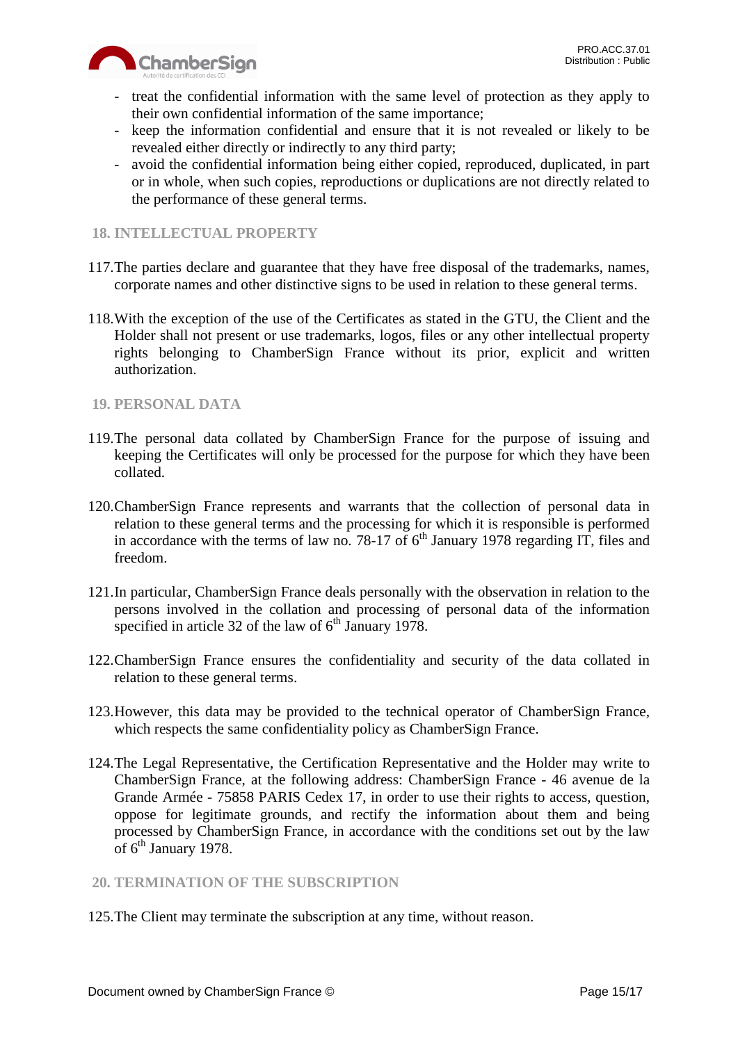- treat the confidential information with the same level of protection as they apply to their own confidential information of the same importance;
- keep the information confidential and ensure that it is not revealed or likely to be revealed either directly or indirectly to any third party;
- avoid the confidential information being either copied, reproduced, duplicated, in part or in whole, when such copies, reproductions or duplications are not directly related to the performance of these general terms.

## 18. INTELLECTUAL PROPERTY

117. The parties declare and guarantee that they have free disposal of the trademarks, names, corporate names and other distinctive signs to be used in relation to these general terms.

118. With the exception of the use of the Certificates as stated in the GTU, the Client and the Holder shall not present or use trademarks, logos, files or any other intellectual property rights belonging to ChamberSign France without its prior, explicit and written authorization.

## 19. PERSONAL DATA

119. The personal data collated by ChamberSign France for the purpose of issuing and keeping the Certificates will only be processed for the purpose for which they have been collated.

120. ChamberSign France represents and warrants that the collection of personal data in relation to these general terms and the processing for which it is responsible is performed in accordance with the terms of law no. 78-17 of 6th January 1978 regarding IT, files and freedom.

121. In particular, ChamberSign France deals personally with the observation in relation to the persons involved in the collation and processing of personal data of the information specified in article 32 of the law of 6th January 1978.

122. ChamberSign France ensures the confidentiality and security of the data collated in relation to these general terms.

123. However, this data may be provided to the technical operator of ChamberSign France, which respects the same confidentiality policy as ChamberSign France.

124. The Legal Representative, the Certification Representative and the Holder may write to ChamberSign France, at the following address: ChamberSign France - 46 avenue de la Grande Armée - 75858 PARIS Cedex 17, in order to use their rights to access, question, oppose for legitimate grounds, and rectify the information about them and being processed by ChamberSign France, in accordance with the conditions set out by the law of 6th January 1978.

## 20. TERMINATION OF THE SUBSCRIPTION

125. The Client may terminate the subscription at any time, without reason.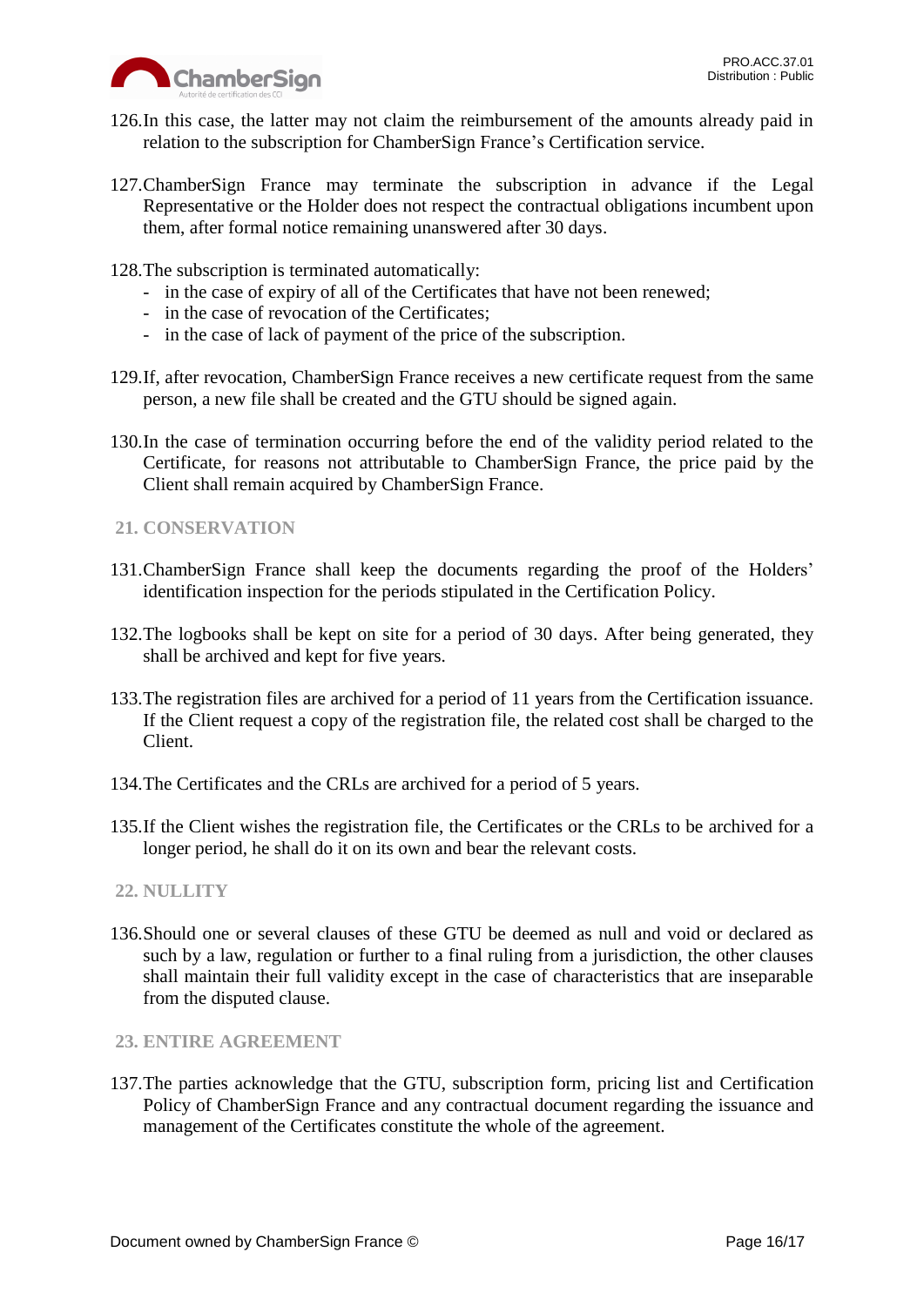126.In this case, the latter may not claim the reimbursement of the amounts already paid in relation to the subscription for ChamberSign France's Certification service.

127.ChamberSign France may terminate the subscription in advance if the Legal Representative or the Holder does not respect the contractual obligations incumbent upon them, after formal notice remaining unanswered after 30 days.

128.The subscription is terminated automatically:

- in the case of expiry of all of the Certificates that have not been renewed;
- in the case of revocation of the Certificates;
- in the case of lack of payment of the price of the subscription.

129.If, after revocation, ChamberSign France receives a new certificate request from the same person, a new file shall be created and the GTU should be signed again.

130.In the case of termination occurring before the end of the validity period related to the Certificate, for reasons not attributable to ChamberSign France, the price paid by the Client shall remain acquired by ChamberSign France.

## 21. CONSERVATION

131.ChamberSign France shall keep the documents regarding the proof of the Holders' identification inspection for the periods stipulated in the Certification Policy.

132.The logbooks shall be kept on site for a period of 30 days. After being generated, they shall be archived and kept for five years.

133.The registration files are archived for a period of 11 years from the Certification issuance. If the Client request a copy of the registration file, the related cost shall be charged to the Client.

134.The Certificates and the CRLs are archived for a period of 5 years.

135.If the Client wishes the registration file, the Certificates or the CRLs to be archived for a longer period, he shall do it on its own and bear the relevant costs.

## 22. NULLITY

136.Should one or several clauses of these GTU be deemed as null and void or declared as such by a law, regulation or further to a final ruling from a jurisdiction, the other clauses shall maintain their full validity except in the case of characteristics that are inseparable from the disputed clause.

## 23. ENTIRE AGREEMENT

137.The parties acknowledge that the GTU, subscription form, pricing list and Certification Policy of ChamberSign France and any contractual document regarding the issuance and management of the Certificates constitute the whole of the agreement.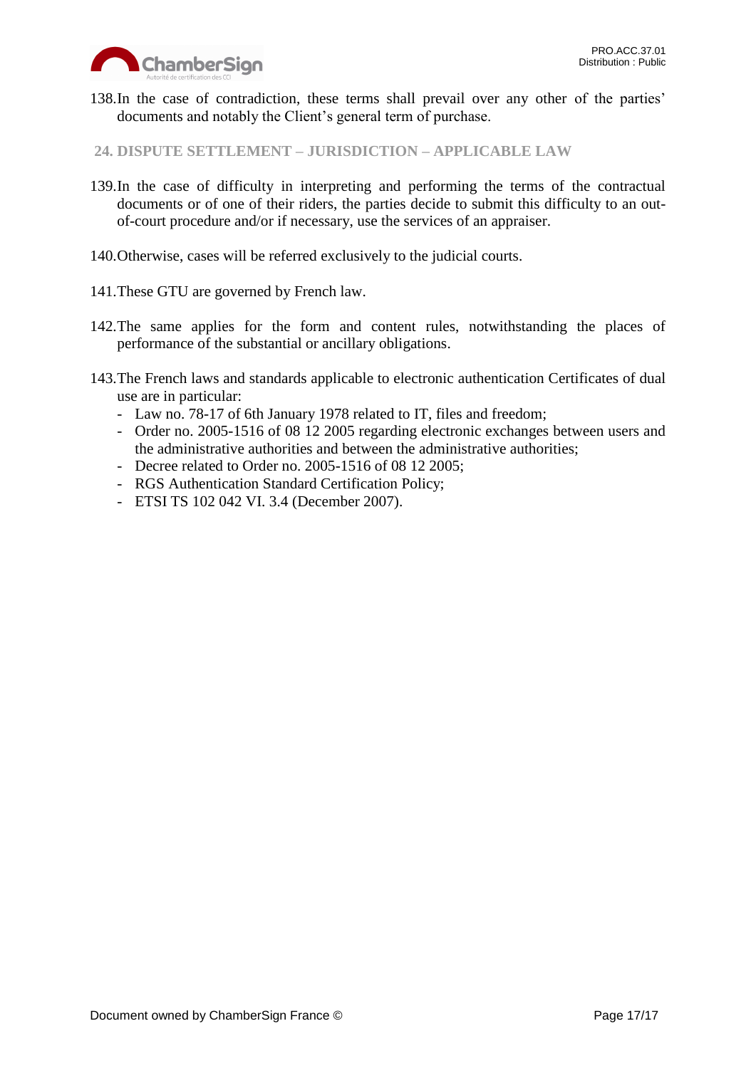138. In the case of contradiction, these terms shall prevail over any other of the parties' documents and notably the Client's general term of purchase.

## 24. DISPUTE SETTLEMENT – JURISDICTION – APPLICABLE LAW

139. In the case of difficulty in interpreting and performing the terms of the contractual documents or of one of their riders, the parties decide to submit this difficulty to an out-of-court procedure and/or if necessary, use the services of an appraiser.

140. Otherwise, cases will be referred exclusively to the judicial courts.

141. These GTU are governed by French law.

142. The same applies for the form and content rules, notwithstanding the places of performance of the substantial or ancillary obligations.

143. The French laws and standards applicable to electronic authentication Certificates of dual use are in particular:
- Law no. 78-17 of 6th January 1978 related to IT, files and freedom;
- Order no. 2005-1516 of 08 12 2005 regarding electronic exchanges between users and the administrative authorities and between the administrative authorities;
- Decree related to Order no. 2005-1516 of 08 12 2005;
- RGS Authentication Standard Certification Policy;
- ETSI TS 102 042 VI. 3.4 (December 2007).